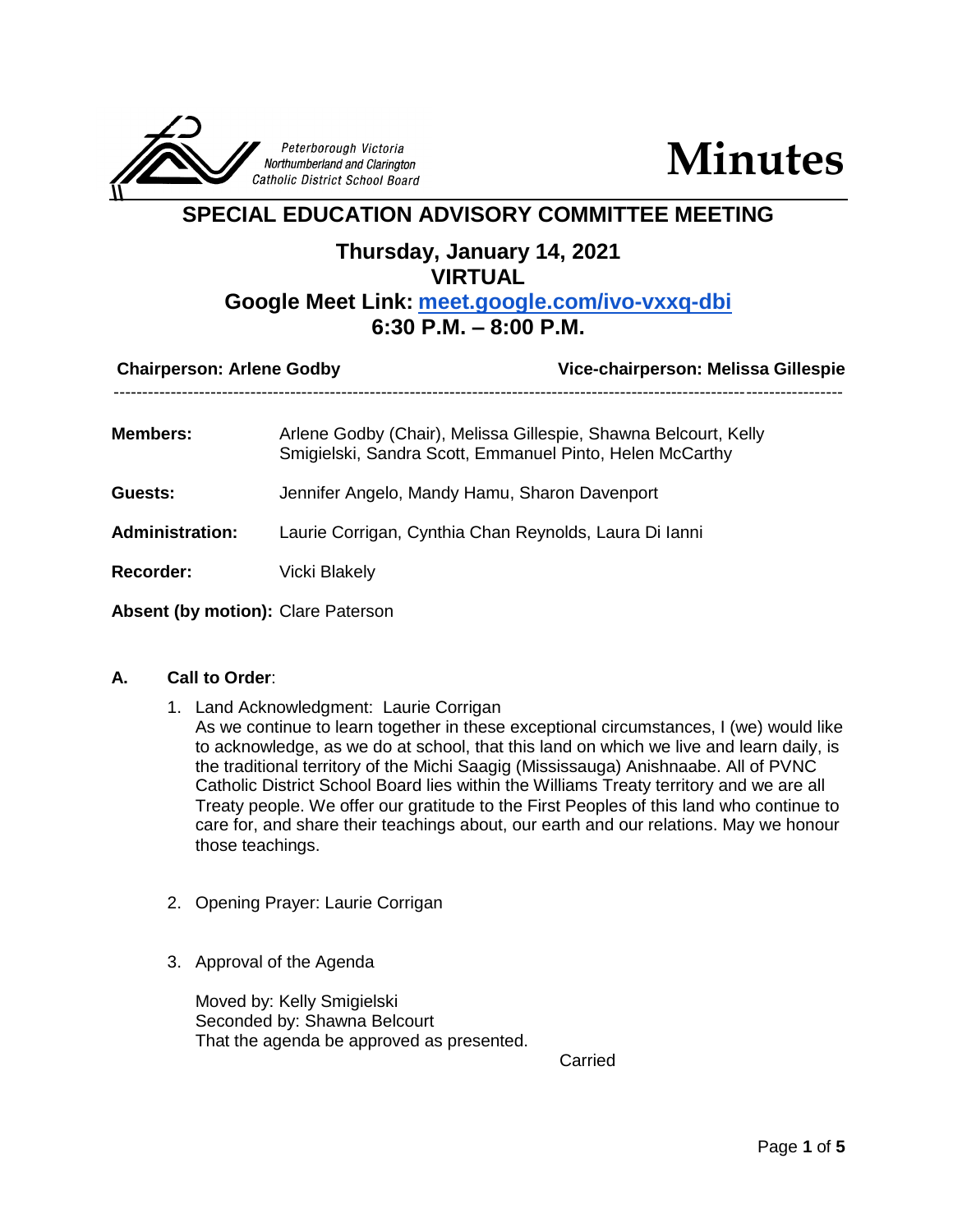Peterborough Victoria Northumberland and Clarington Catholic District School Board

# Minutes

## SPECIAL EDUCATION ADVISORY COMMITTEE MEETING

### Thursday, January 14, 2021
### VIRTUAL
### Google Meet Link: [meet.google.com/ivo-vxxq-dbi](https://meet.google.com/ivo-vxxq-dbi)
### 6:30 P.M. – 8:00 P.M.

**Chairperson: Arlene Godby** **Vice-chairperson: Melissa Gillespie**

---

**Members:** Arlene Godby (Chair), Melissa Gillespie, Shawna Belcourt, Kelly Smigielski, Sandra Scott, Emmanuel Pinto, Helen McCarthy

**Guests:** Jennifer Angelo, Mandy Hamu, Sharon Davenport

**Administration:** Laurie Corrigan, Cynthia Chan Reynolds, Laura Di Ianni

**Recorder:** Vicki Blakely

**Absent (by motion):** Clare Paterson

**A. Call to Order**:

1. Land Acknowledgment: Laurie Corrigan
   As we continue to learn together in these exceptional circumstances, I (we) would like to acknowledge, as we do at school, that this land on which we live and learn daily, is the traditional territory of the Michi Saagig (Mississauga) Anishnaabe. All of PVNC Catholic District School Board lies within the Williams Treaty territory and we are all Treaty people. We offer our gratitude to the First Peoples of this land who continue to care for, and share their teachings about, our earth and our relations. May we honour those teachings.

2. Opening Prayer: Laurie Corrigan

3. Approval of the Agenda

   Moved by: Kelly Smigielski
   Seconded by: Shawna Belcourt
   That the agenda be approved as presented.

   Carried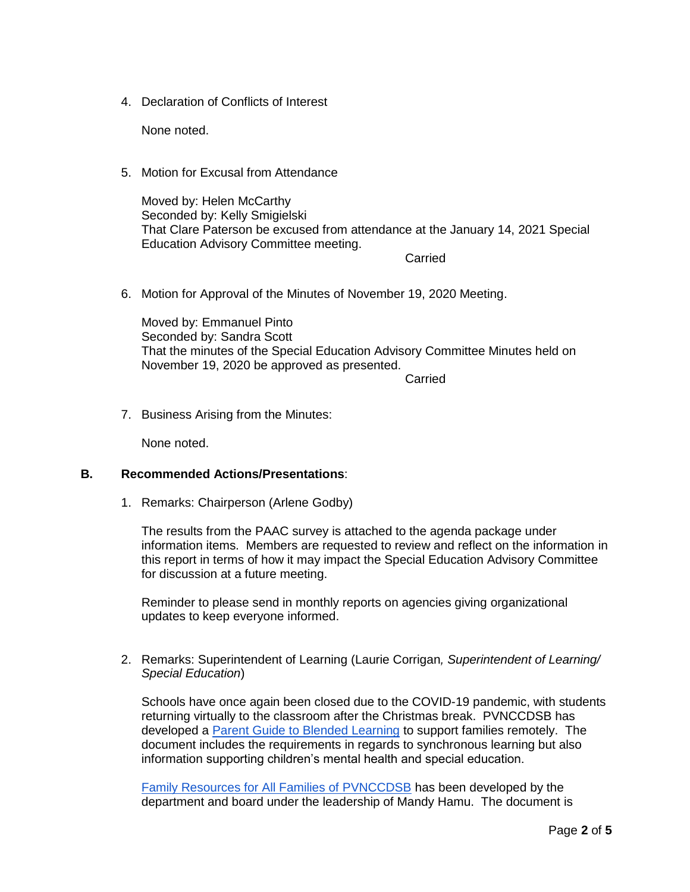4. Declaration of Conflicts of Interest

   None noted.

5. Motion for Excusal from Attendance

   Moved by: Helen McCarthy
   Seconded by: Kelly Smigielski
   That Clare Paterson be excused from attendance at the January 14, 2021 Special Education Advisory Committee meeting.

   Carried

6. Motion for Approval of the Minutes of November 19, 2020 Meeting.

   Moved by: Emmanuel Pinto
   Seconded by: Sandra Scott
   That the minutes of the Special Education Advisory Committee Minutes held on November 19, 2020 be approved as presented.

   Carried

7. Business Arising from the Minutes:

   None noted.

## B. Recommended Actions/Presentations:

1. Remarks: Chairperson (Arlene Godby)

   The results from the PAAC survey is attached to the agenda package under information items. Members are requested to review and reflect on the information in this report in terms of how it may impact the Special Education Advisory Committee for discussion at a future meeting.

   Reminder to please send in monthly reports on agencies giving organizational updates to keep everyone informed.

2. Remarks: Superintendent of Learning (Laurie Corrigan*, Superintendent of Learning/ Special Education*)

   Schools have once again been closed due to the COVID-19 pandemic, with students returning virtually to the classroom after the Christmas break. PVNCCDSB has developed a Parent Guide to Blended Learning to support families remotely. The document includes the requirements in regards to synchronous learning but also information supporting children's mental health and special education.

   Family Resources for All Families of PVNCCDSB has been developed by the department and board under the leadership of Mandy Hamu. The document is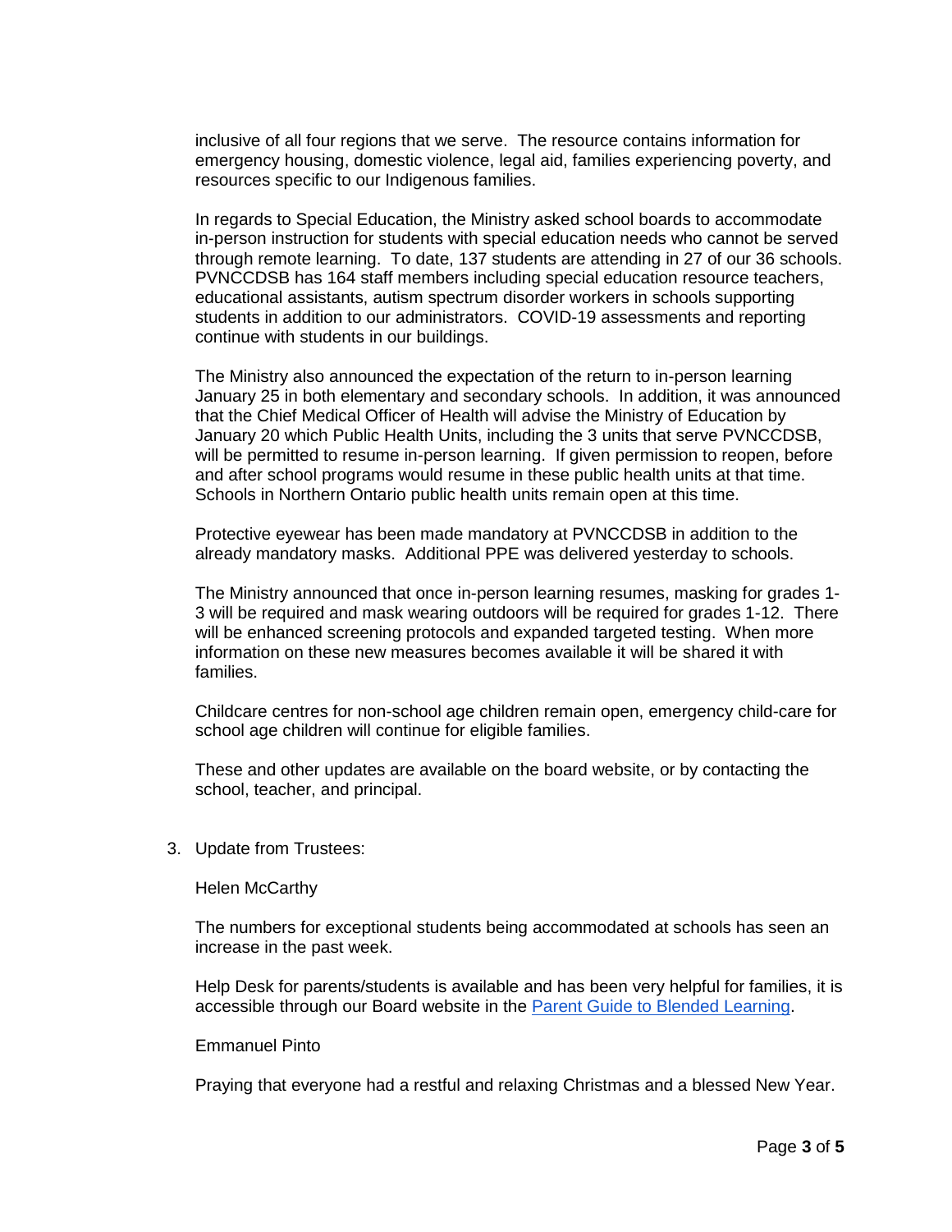inclusive of all four regions that we serve. The resource contains information for emergency housing, domestic violence, legal aid, families experiencing poverty, and resources specific to our Indigenous families.

In regards to Special Education, the Ministry asked school boards to accommodate in-person instruction for students with special education needs who cannot be served through remote learning. To date, 137 students are attending in 27 of our 36 schools. PVNCCDSB has 164 staff members including special education resource teachers, educational assistants, autism spectrum disorder workers in schools supporting students in addition to our administrators. COVID-19 assessments and reporting continue with students in our buildings.

The Ministry also announced the expectation of the return to in-person learning January 25 in both elementary and secondary schools. In addition, it was announced that the Chief Medical Officer of Health will advise the Ministry of Education by January 20 which Public Health Units, including the 3 units that serve PVNCCDSB, will be permitted to resume in-person learning. If given permission to reopen, before and after school programs would resume in these public health units at that time. Schools in Northern Ontario public health units remain open at this time.

Protective eyewear has been made mandatory at PVNCCDSB in addition to the already mandatory masks. Additional PPE was delivered yesterday to schools.

The Ministry announced that once in-person learning resumes, masking for grades 1-3 will be required and mask wearing outdoors will be required for grades 1-12. There will be enhanced screening protocols and expanded targeted testing. When more information on these new measures becomes available it will be shared it with families.

Childcare centres for non-school age children remain open, emergency child-care for school age children will continue for eligible families.

These and other updates are available on the board website, or by contacting the school, teacher, and principal.

3. Update from Trustees:

   Helen McCarthy

   The numbers for exceptional students being accommodated at schools has seen an increase in the past week.

   Help Desk for parents/students is available and has been very helpful for families, it is accessible through our Board website in the Parent Guide to Blended Learning.

   Emmanuel Pinto

   Praying that everyone had a restful and relaxing Christmas and a blessed New Year.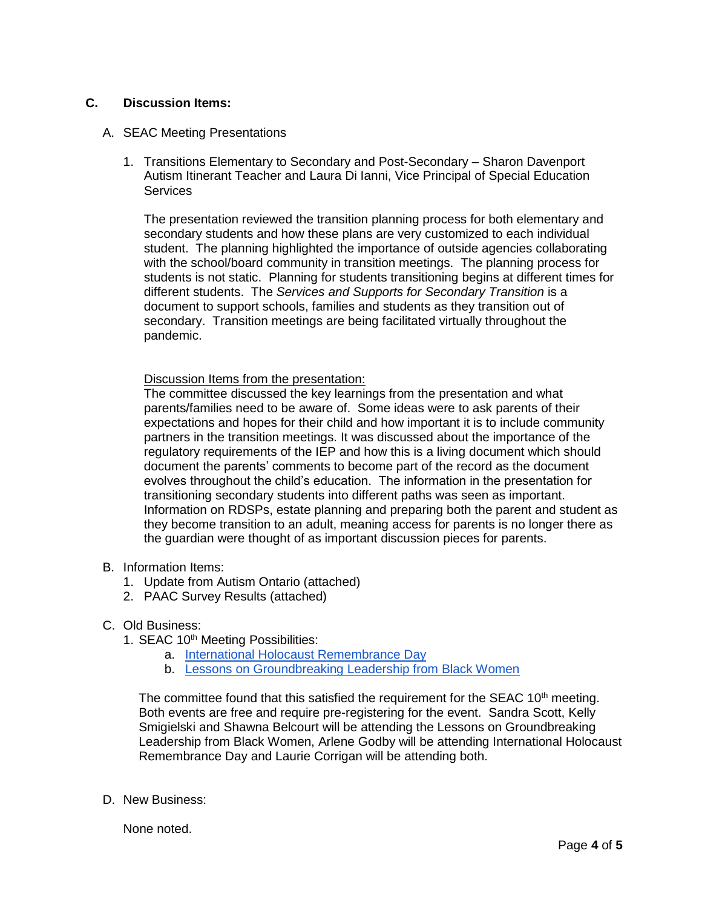## C. Discussion Items:

A. SEAC Meeting Presentations

1. Transitions Elementary to Secondary and Post-Secondary – Sharon Davenport Autism Itinerant Teacher and Laura Di Ianni, Vice Principal of Special Education Services

   The presentation reviewed the transition planning process for both elementary and secondary students and how these plans are very customized to each individual student. The planning highlighted the importance of outside agencies collaborating with the school/board community in transition meetings. The planning process for students is not static. Planning for students transitioning begins at different times for different students. The *Services and Supports for Secondary Transition* is a document to support schools, families and students as they transition out of secondary. Transition meetings are being facilitated virtually throughout the pandemic.

   Discussion Items from the presentation:
   The committee discussed the key learnings from the presentation and what parents/families need to be aware of. Some ideas were to ask parents of their expectations and hopes for their child and how important it is to include community partners in the transition meetings. It was discussed about the importance of the regulatory requirements of the IEP and how this is a living document which should document the parents' comments to become part of the record as the document evolves throughout the child's education. The information in the presentation for transitioning secondary students into different paths was seen as important. Information on RDSPs, estate planning and preparing both the parent and student as they become transition to an adult, meaning access for parents is no longer there as the guardian were thought of as important discussion pieces for parents.

B. Information Items:
1. Update from Autism Ontario (attached)
2. PAAC Survey Results (attached)

C. Old Business:
1. SEAC 10th Meeting Possibilities:
   a. International Holocaust Remembrance Day
   b. Lessons on Groundbreaking Leadership from Black Women

   The committee found that this satisfied the requirement for the SEAC 10th meeting. Both events are free and require pre-registering for the event. Sandra Scott, Kelly Smigielski and Shawna Belcourt will be attending the Lessons on Groundbreaking Leadership from Black Women, Arlene Godby will be attending International Holocaust Remembrance Day and Laurie Corrigan will be attending both.

D. New Business:

   None noted.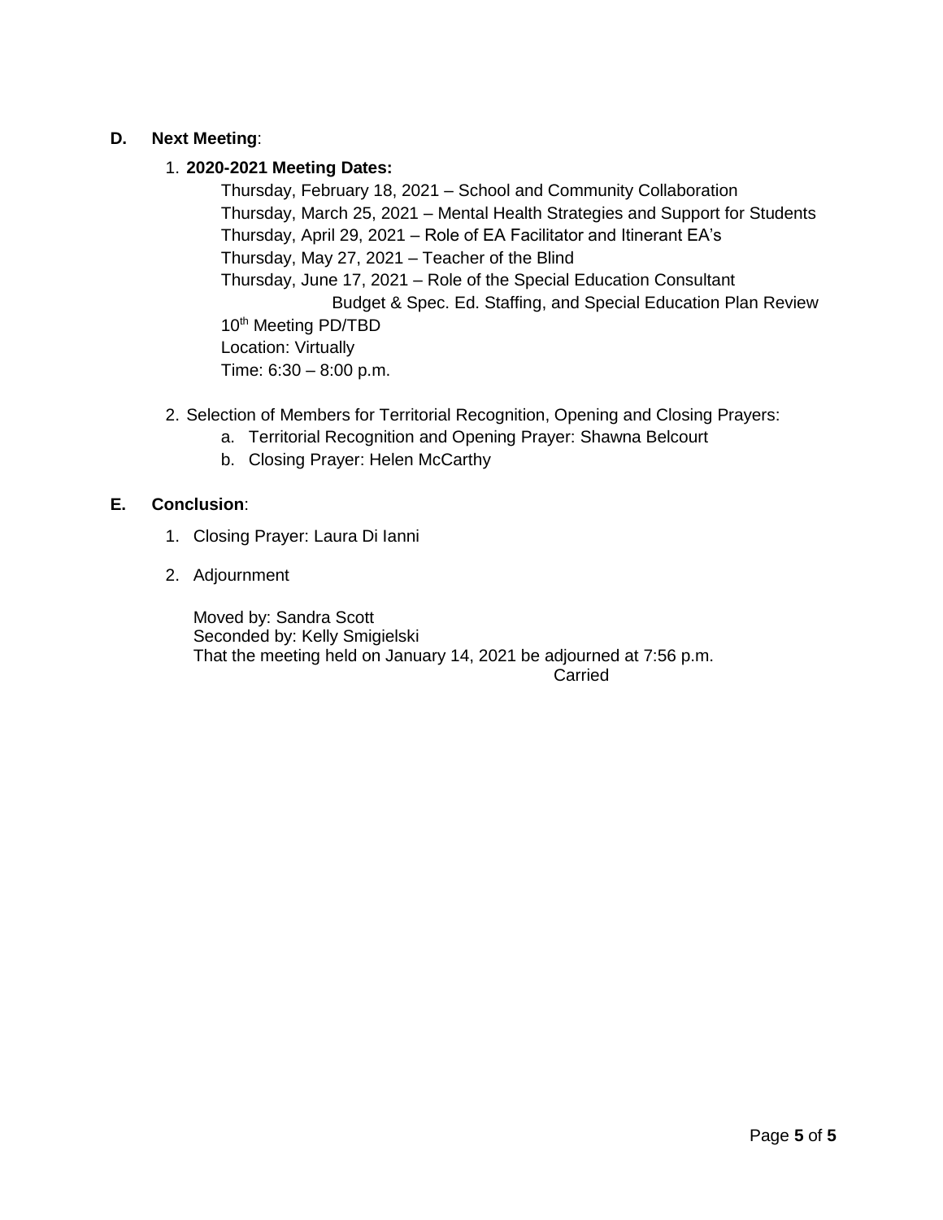**D. Next Meeting**:

1. **2020-2021 Meeting Dates:**

   Thursday, February 18, 2021 – School and Community Collaboration
   Thursday, March 25, 2021 – Mental Health Strategies and Support for Students
   Thursday, April 29, 2021 – Role of EA Facilitator and Itinerant EA's
   Thursday, May 27, 2021 – Teacher of the Blind
   Thursday, June 17, 2021 – Role of the Special Education Consultant
   Budget & Spec. Ed. Staffing, and Special Education Plan Review
   10th Meeting PD/TBD
   Location: Virtually
   Time: 6:30 – 8:00 p.m.

2. Selection of Members for Territorial Recognition, Opening and Closing Prayers:
   a. Territorial Recognition and Opening Prayer: Shawna Belcourt
   b. Closing Prayer: Helen McCarthy

**E. Conclusion**:

1. Closing Prayer: Laura Di Ianni

2. Adjournment

   Moved by: Sandra Scott
   Seconded by: Kelly Smigielski
   That the meeting held on January 14, 2021 be adjourned at 7:56 p.m.

   Carried